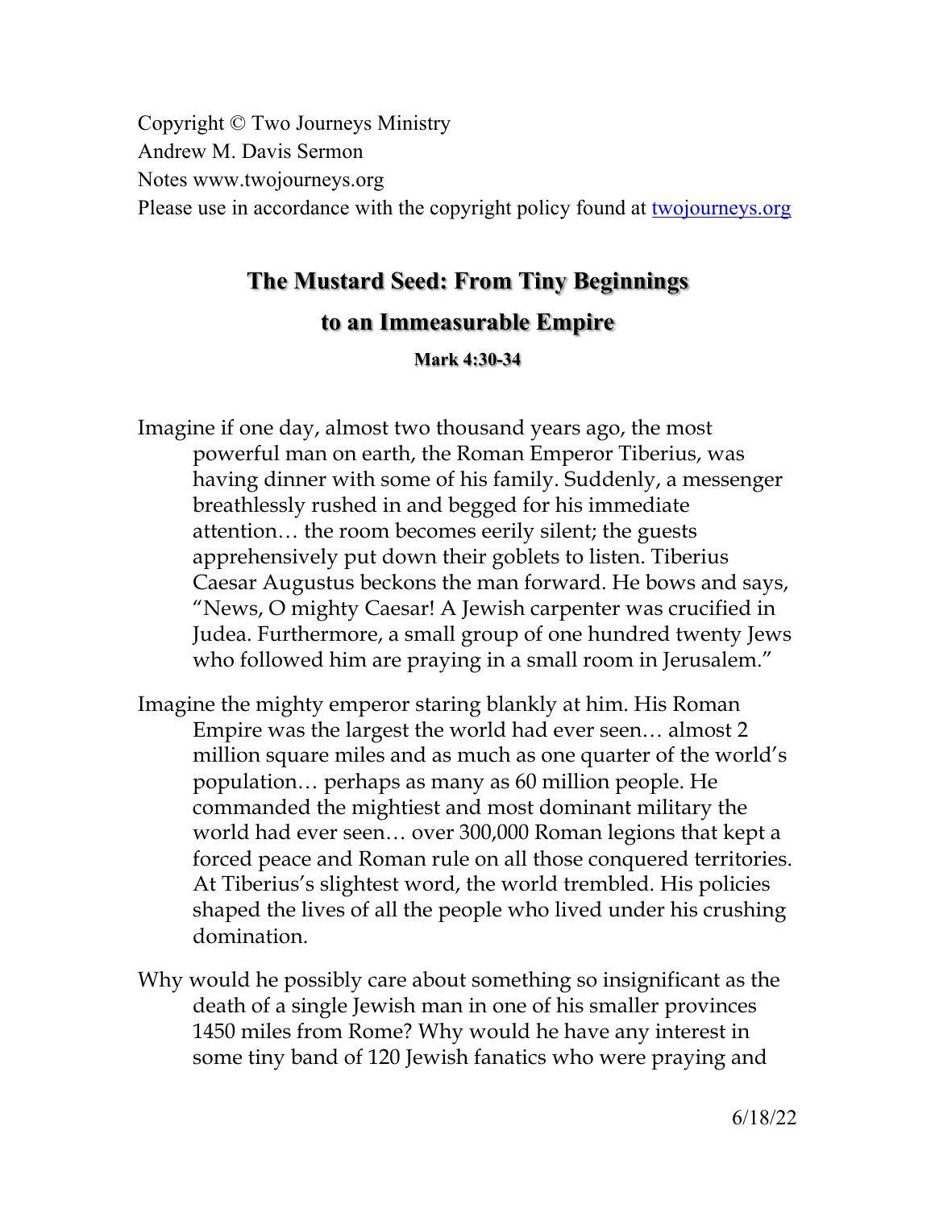Copyright © Two Journeys Ministry
Andrew M. Davis Sermon
Notes www.twojourneys.org
Please use in accordance with the copyright policy found at [twojourneys.org](twojourneys.org)

# The Mustard Seed: From Tiny Beginnings to an Immeasurable Empire

**Mark 4:30-34**

Imagine if one day, almost two thousand years ago, the most powerful man on earth, the Roman Emperor Tiberius, was having dinner with some of his family. Suddenly, a messenger breathlessly rushed in and begged for his immediate attention… the room becomes eerily silent; the guests apprehensively put down their goblets to listen. Tiberius Caesar Augustus beckons the man forward. He bows and says, "News, O mighty Caesar! A Jewish carpenter was crucified in Judea. Furthermore, a small group of one hundred twenty Jews who followed him are praying in a small room in Jerusalem."

Imagine the mighty emperor staring blankly at him. His Roman Empire was the largest the world had ever seen… almost 2 million square miles and as much as one quarter of the world's population… perhaps as many as 60 million people. He commanded the mightiest and most dominant military the world had ever seen… over 300,000 Roman legions that kept a forced peace and Roman rule on all those conquered territories. At Tiberius's slightest word, the world trembled. His policies shaped the lives of all the people who lived under his crushing domination.

Why would he possibly care about something so insignificant as the death of a single Jewish man in one of his smaller provinces 1450 miles from Rome? Why would he have any interest in some tiny band of 120 Jewish fanatics who were praying and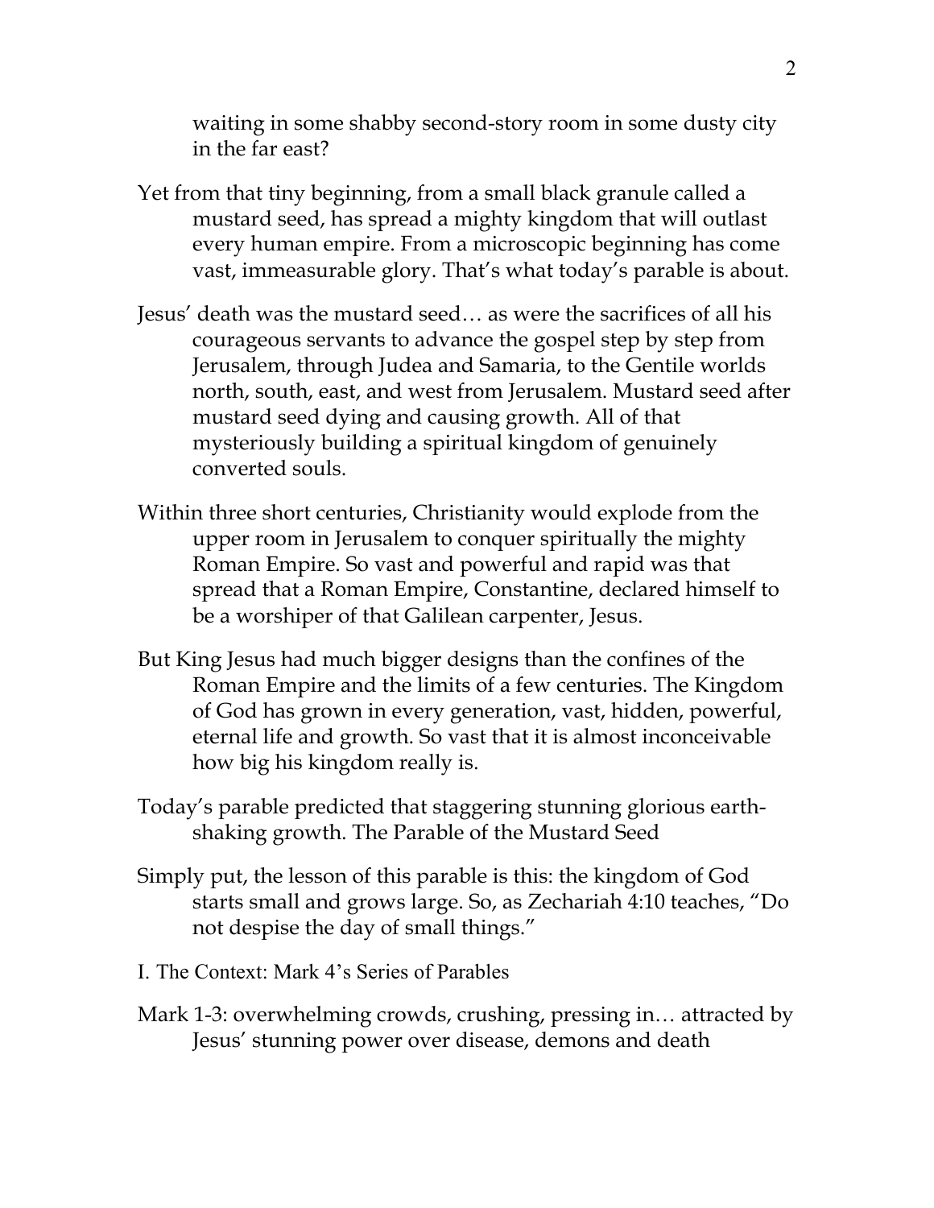waiting in some shabby second-story room in some dusty city in the far east?

Yet from that tiny beginning, from a small black granule called a mustard seed, has spread a mighty kingdom that will outlast every human empire. From a microscopic beginning has come vast, immeasurable glory. That's what today's parable is about.

Jesus' death was the mustard seed… as were the sacrifices of all his courageous servants to advance the gospel step by step from Jerusalem, through Judea and Samaria, to the Gentile worlds north, south, east, and west from Jerusalem. Mustard seed after mustard seed dying and causing growth. All of that mysteriously building a spiritual kingdom of genuinely converted souls.

Within three short centuries, Christianity would explode from the upper room in Jerusalem to conquer spiritually the mighty Roman Empire. So vast and powerful and rapid was that spread that a Roman Empire, Constantine, declared himself to be a worshiper of that Galilean carpenter, Jesus.

But King Jesus had much bigger designs than the confines of the Roman Empire and the limits of a few centuries. The Kingdom of God has grown in every generation, vast, hidden, powerful, eternal life and growth. So vast that it is almost inconceivable how big his kingdom really is.

Today's parable predicted that staggering stunning glorious earth-shaking growth. The Parable of the Mustard Seed

Simply put, the lesson of this parable is this: the kingdom of God starts small and grows large. So, as Zechariah 4:10 teaches, "Do not despise the day of small things."

## I. The Context: Mark 4's Series of Parables

Mark 1-3: overwhelming crowds, crushing, pressing in… attracted by Jesus' stunning power over disease, demons and death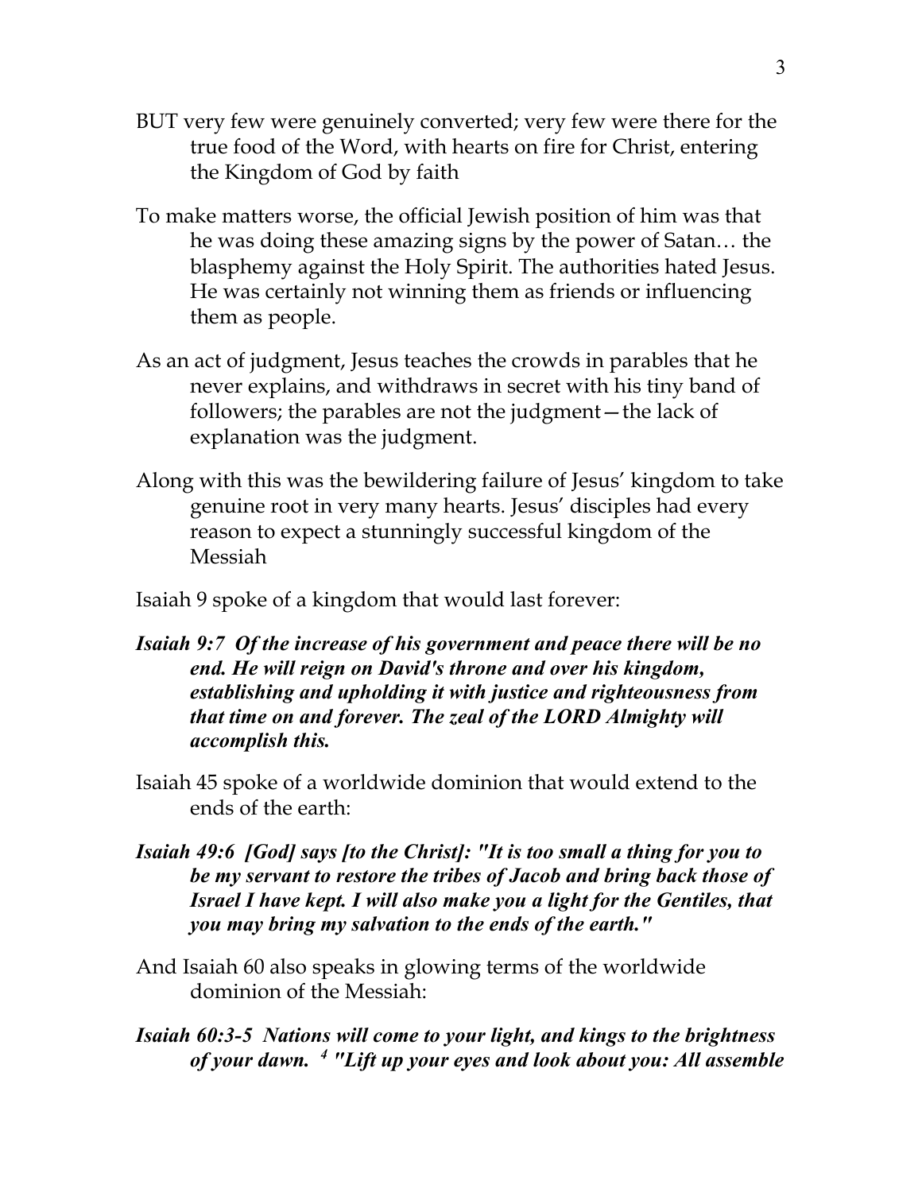BUT very few were genuinely converted; very few were there for the true food of the Word, with hearts on fire for Christ, entering the Kingdom of God by faith

To make matters worse, the official Jewish position of him was that he was doing these amazing signs by the power of Satan… the blasphemy against the Holy Spirit. The authorities hated Jesus. He was certainly not winning them as friends or influencing them as people.

As an act of judgment, Jesus teaches the crowds in parables that he never explains, and withdraws in secret with his tiny band of followers; the parables are not the judgment—the lack of explanation was the judgment.

Along with this was the bewildering failure of Jesus' kingdom to take genuine root in very many hearts. Jesus' disciples had every reason to expect a stunningly successful kingdom of the Messiah

Isaiah 9 spoke of a kingdom that would last forever:

***Isaiah 9:7 Of the increase of his government and peace there will be no end. He will reign on David's throne and over his kingdom, establishing and upholding it with justice and righteousness from that time on and forever. The zeal of the LORD Almighty will accomplish this.***

Isaiah 45 spoke of a worldwide dominion that would extend to the ends of the earth:

***Isaiah 49:6 [God] says [to the Christ]: "It is too small a thing for you to be my servant to restore the tribes of Jacob and bring back those of Israel I have kept. I will also make you a light for the Gentiles, that you may bring my salvation to the ends of the earth."***

And Isaiah 60 also speaks in glowing terms of the worldwide dominion of the Messiah:

***Isaiah 60:3-5 Nations will come to your light, and kings to the brightness of your dawn. [4] "Lift up your eyes and look about you: All assemble***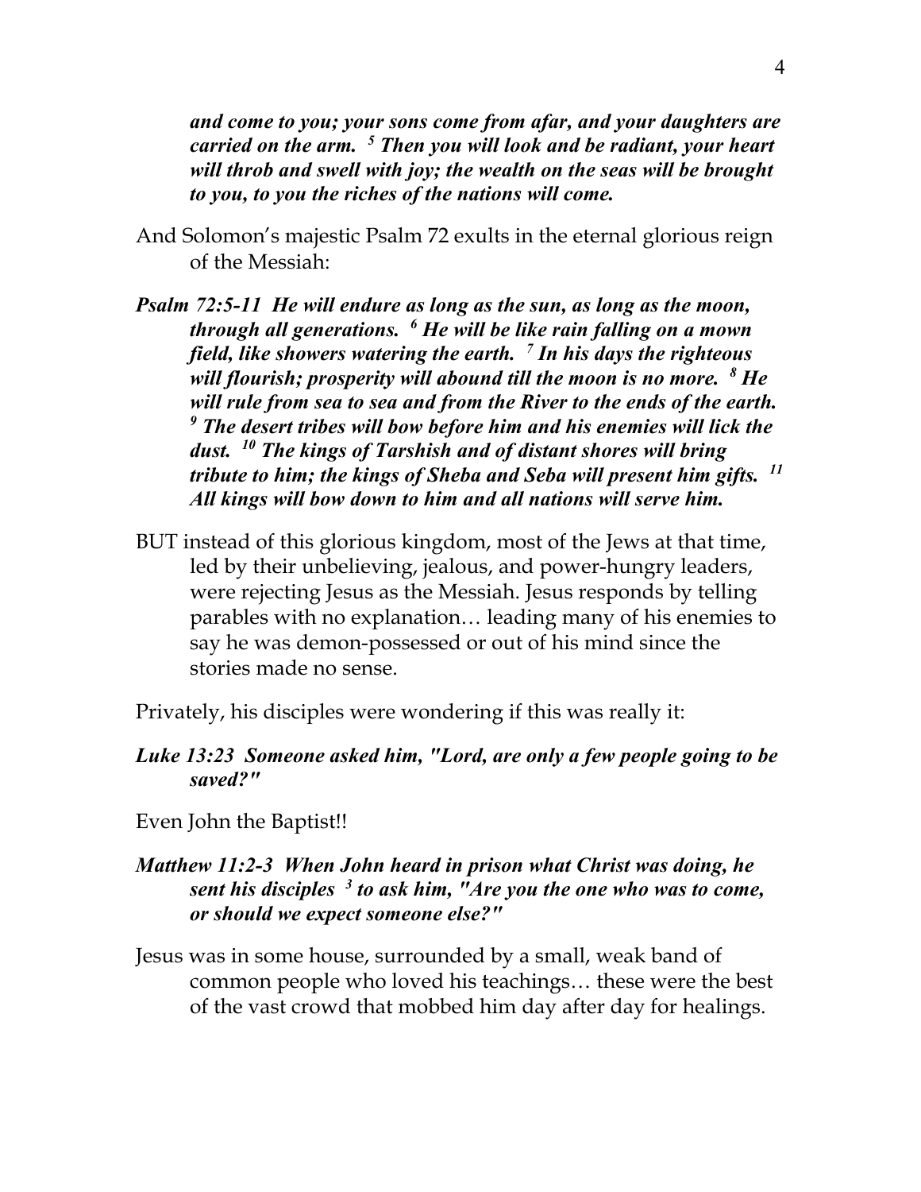***and come to you; your sons come from afar, and your daughters are carried on the arm. [5] Then you will look and be radiant, your heart will throb and swell with joy; the wealth on the seas will be brought to you, to you the riches of the nations will come.***

And Solomon's majestic Psalm 72 exults in the eternal glorious reign of the Messiah:

***Psalm 72:5-11 He will endure as long as the sun, as long as the moon, through all generations. [6] He will be like rain falling on a mown field, like showers watering the earth. [7] In his days the righteous will flourish; prosperity will abound till the moon is no more. [8] He will rule from sea to sea and from the River to the ends of the earth. [9] The desert tribes will bow before him and his enemies will lick the dust. [10] The kings of Tarshish and of distant shores will bring tribute to him; the kings of Sheba and Seba will present him gifts. [11] All kings will bow down to him and all nations will serve him.***

BUT instead of this glorious kingdom, most of the Jews at that time, led by their unbelieving, jealous, and power-hungry leaders, were rejecting Jesus as the Messiah. Jesus responds by telling parables with no explanation… leading many of his enemies to say he was demon-possessed or out of his mind since the stories made no sense.

Privately, his disciples were wondering if this was really it:

***Luke 13:23 Someone asked him, "Lord, are only a few people going to be saved?"***

Even John the Baptist!!

***Matthew 11:2-3 When John heard in prison what Christ was doing, he sent his disciples [3] to ask him, "Are you the one who was to come, or should we expect someone else?"***

Jesus was in some house, surrounded by a small, weak band of common people who loved his teachings… these were the best of the vast crowd that mobbed him day after day for healings.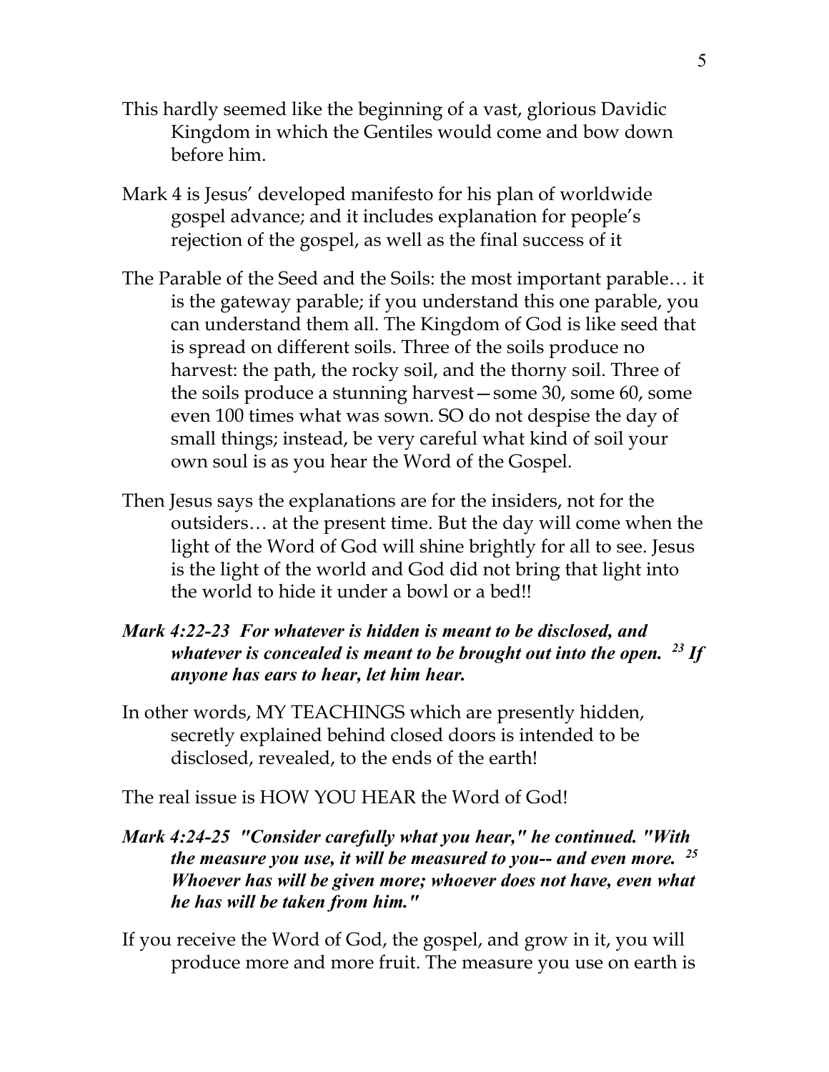This hardly seemed like the beginning of a vast, glorious Davidic Kingdom in which the Gentiles would come and bow down before him.

Mark 4 is Jesus' developed manifesto for his plan of worldwide gospel advance; and it includes explanation for people's rejection of the gospel, as well as the final success of it

The Parable of the Seed and the Soils: the most important parable… it is the gateway parable; if you understand this one parable, you can understand them all. The Kingdom of God is like seed that is spread on different soils. Three of the soils produce no harvest: the path, the rocky soil, and the thorny soil. Three of the soils produce a stunning harvest—some 30, some 60, some even 100 times what was sown. SO do not despise the day of small things; instead, be very careful what kind of soil your own soul is as you hear the Word of the Gospel.

Then Jesus says the explanations are for the insiders, not for the outsiders… at the present time. But the day will come when the light of the Word of God will shine brightly for all to see. Jesus is the light of the world and God did not bring that light into the world to hide it under a bowl or a bed!!

***Mark 4:22-23 For whatever is hidden is meant to be disclosed, and whatever is concealed is meant to be brought out into the open. [23] If anyone has ears to hear, let him hear.***

In other words, MY TEACHINGS which are presently hidden, secretly explained behind closed doors is intended to be disclosed, revealed, to the ends of the earth!

The real issue is HOW YOU HEAR the Word of God!

***Mark 4:24-25 "Consider carefully what you hear," he continued. "With the measure you use, it will be measured to you-- and even more. [25] Whoever has will be given more; whoever does not have, even what he has will be taken from him."***

If you receive the Word of God, the gospel, and grow in it, you will produce more and more fruit. The measure you use on earth is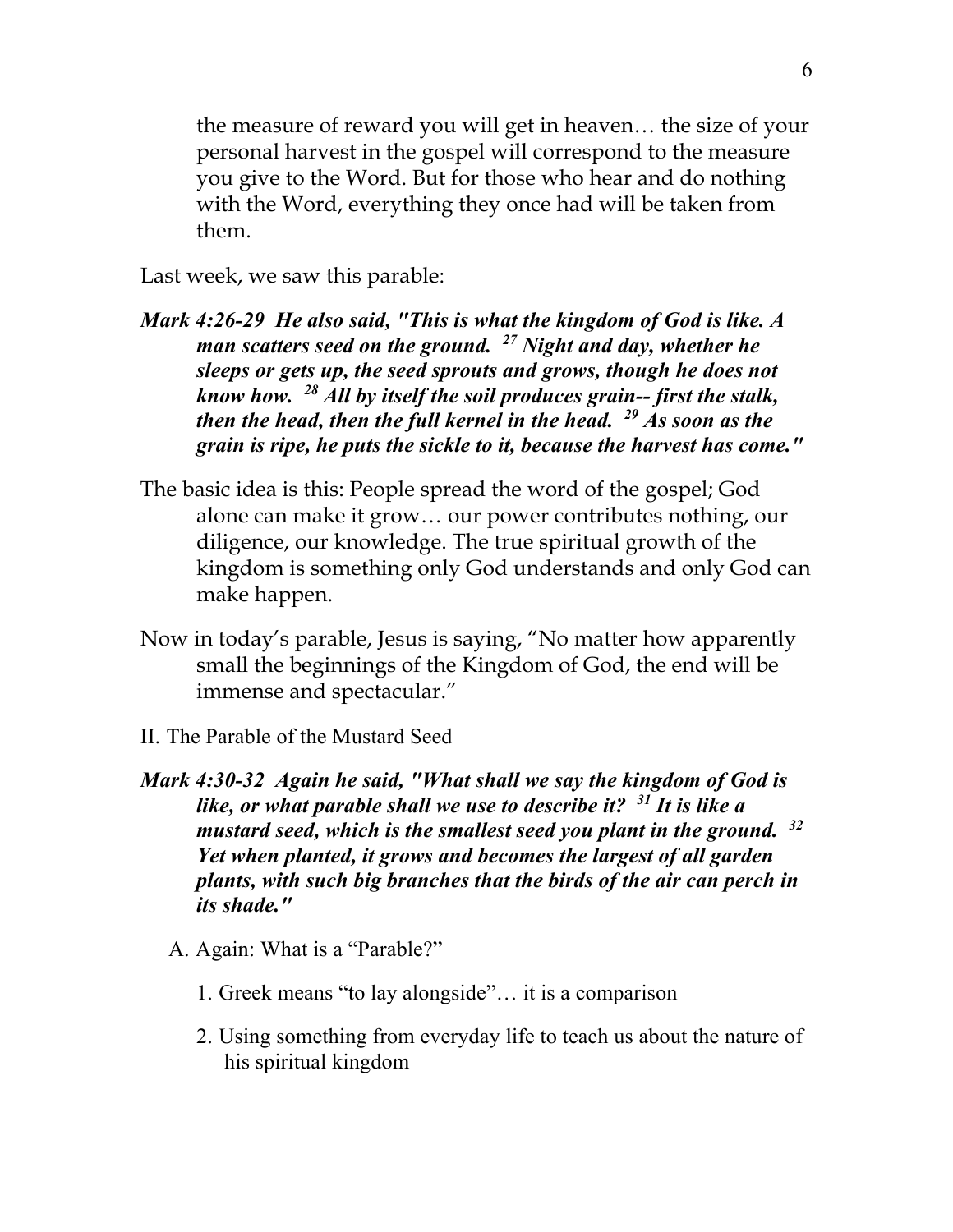the measure of reward you will get in heaven… the size of your personal harvest in the gospel will correspond to the measure you give to the Word. But for those who hear and do nothing with the Word, everything they once had will be taken from them.

Last week, we saw this parable:

***Mark 4:26-29 He also said, "This is what the kingdom of God is like. A man scatters seed on the ground. [27] Night and day, whether he sleeps or gets up, the seed sprouts and grows, though he does not know how. [28] All by itself the soil produces grain-- first the stalk, then the head, then the full kernel in the head. [29] As soon as the grain is ripe, he puts the sickle to it, because the harvest has come."***

The basic idea is this: People spread the word of the gospel; God alone can make it grow… our power contributes nothing, our diligence, our knowledge. The true spiritual growth of the kingdom is something only God understands and only God can make happen.

Now in today's parable, Jesus is saying, "No matter how apparently small the beginnings of the Kingdom of God, the end will be immense and spectacular."

II. The Parable of the Mustard Seed

***Mark 4:30-32 Again he said, "What shall we say the kingdom of God is like, or what parable shall we use to describe it? [31] It is like a mustard seed, which is the smallest seed you plant in the ground. [32] Yet when planted, it grows and becomes the largest of all garden plants, with such big branches that the birds of the air can perch in its shade."***

A. Again: What is a "Parable?"

1. Greek means "to lay alongside"… it is a comparison

2. Using something from everyday life to teach us about the nature of his spiritual kingdom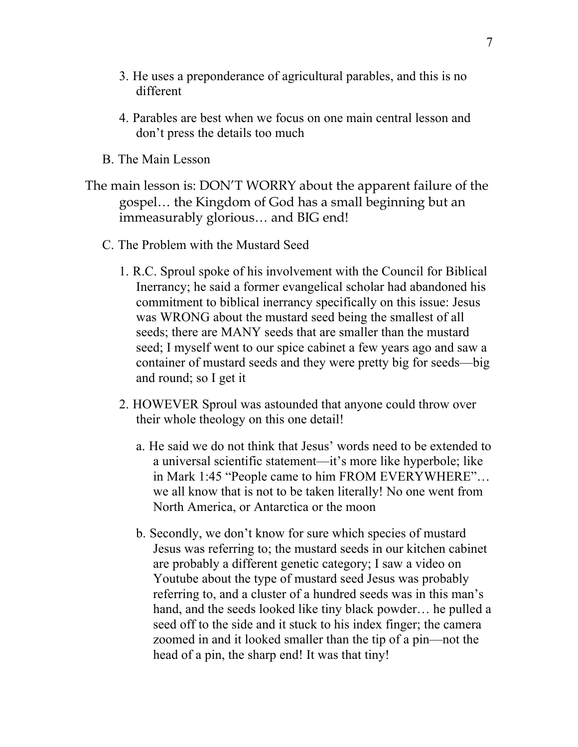3. He uses a preponderance of agricultural parables, and this is no different

4. Parables are best when we focus on one main central lesson and don't press the details too much

B. The Main Lesson

The main lesson is: DON'T WORRY about the apparent failure of the gospel… the Kingdom of God has a small beginning but an immeasurably glorious… and BIG end!

C. The Problem with the Mustard Seed

1. R.C. Sproul spoke of his involvement with the Council for Biblical Inerrancy; he said a former evangelical scholar had abandoned his commitment to biblical inerrancy specifically on this issue: Jesus was WRONG about the mustard seed being the smallest of all seeds; there are MANY seeds that are smaller than the mustard seed; I myself went to our spice cabinet a few years ago and saw a container of mustard seeds and they were pretty big for seeds—big and round; so I get it

2. HOWEVER Sproul was astounded that anyone could throw over their whole theology on this one detail!

   a. He said we do not think that Jesus' words need to be extended to a universal scientific statement—it's more like hyperbole; like in Mark 1:45 "People came to him FROM EVERYWHERE"… we all know that is not to be taken literally! No one went from North America, or Antarctica or the moon

   b. Secondly, we don't know for sure which species of mustard Jesus was referring to; the mustard seeds in our kitchen cabinet are probably a different genetic category; I saw a video on Youtube about the type of mustard seed Jesus was probably referring to, and a cluster of a hundred seeds was in this man's hand, and the seeds looked like tiny black powder… he pulled a seed off to the side and it stuck to his index finger; the camera zoomed in and it looked smaller than the tip of a pin—not the head of a pin, the sharp end! It was that tiny!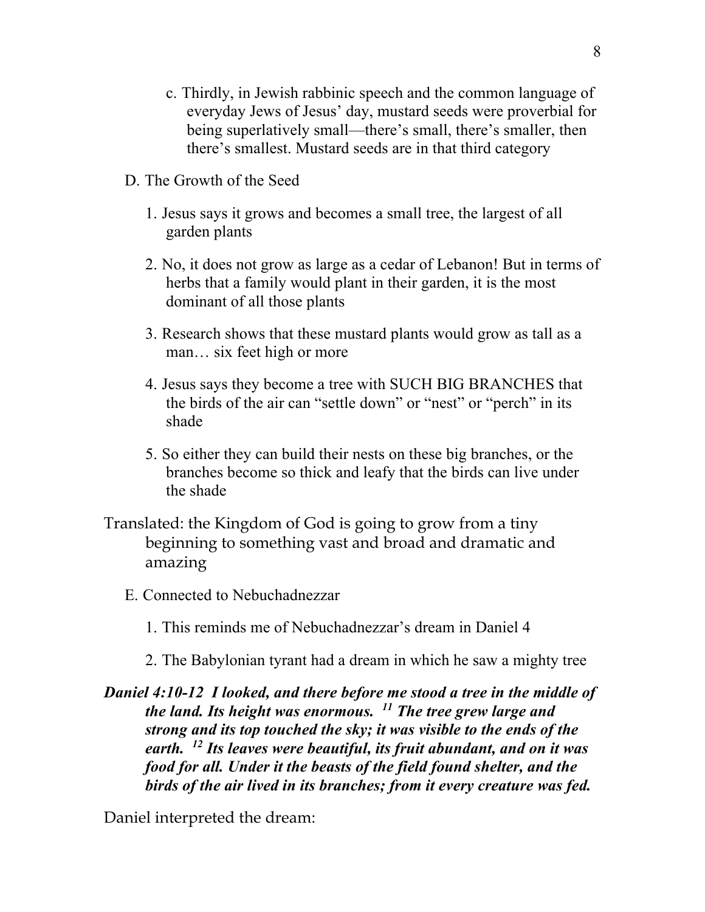c. Thirdly, in Jewish rabbinic speech and the common language of everyday Jews of Jesus' day, mustard seeds were proverbial for being superlatively small—there's small, there's smaller, then there's smallest. Mustard seeds are in that third category

D. The Growth of the Seed

1. Jesus says it grows and becomes a small tree, the largest of all garden plants

2. No, it does not grow as large as a cedar of Lebanon! But in terms of herbs that a family would plant in their garden, it is the most dominant of all those plants

3. Research shows that these mustard plants would grow as tall as a man… six feet high or more

4. Jesus says they become a tree with SUCH BIG BRANCHES that the birds of the air can "settle down" or "nest" or "perch" in its shade

5. So either they can build their nests on these big branches, or the branches become so thick and leafy that the birds can live under the shade

Translated: the Kingdom of God is going to grow from a tiny beginning to something vast and broad and dramatic and amazing

E. Connected to Nebuchadnezzar

1. This reminds me of Nebuchadnezzar's dream in Daniel 4

2. The Babylonian tyrant had a dream in which he saw a mighty tree

***Daniel 4:10-12 I looked, and there before me stood a tree in the middle of the land. Its height was enormous. [11] The tree grew large and strong and its top touched the sky; it was visible to the ends of the earth. [12] Its leaves were beautiful, its fruit abundant, and on it was food for all. Under it the beasts of the field found shelter, and the birds of the air lived in its branches; from it every creature was fed.***

Daniel interpreted the dream: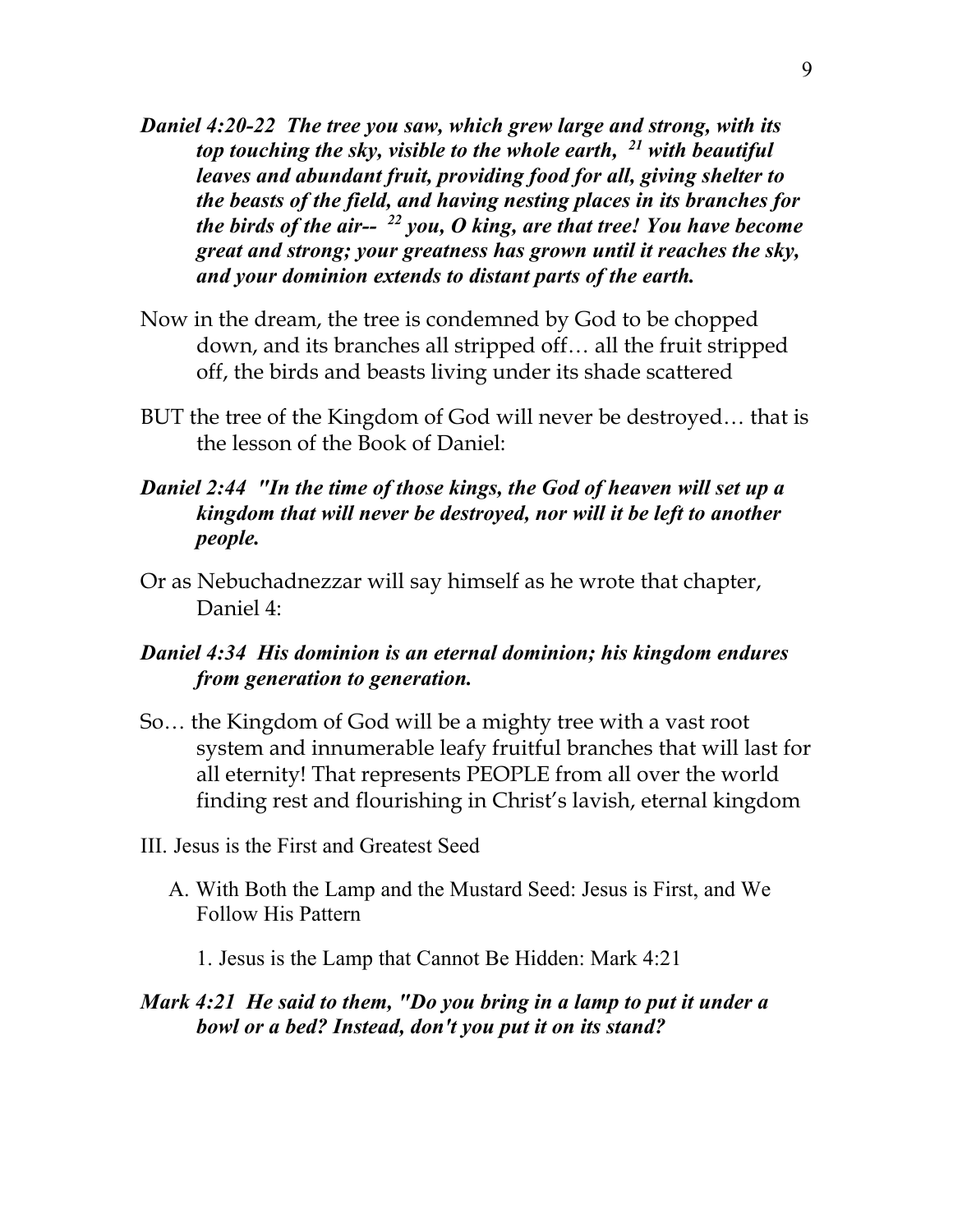***Daniel 4:20-22  The tree you saw, which grew large and strong, with its top touching the sky, visible to the whole earth, [21] with beautiful leaves and abundant fruit, providing food for all, giving shelter to the beasts of the field, and having nesting places in its branches for the birds of the air-- [22] you, O king, are that tree! You have become great and strong; your greatness has grown until it reaches the sky, and your dominion extends to distant parts of the earth.***

Now in the dream, the tree is condemned by God to be chopped down, and its branches all stripped off… all the fruit stripped off, the birds and beasts living under its shade scattered

BUT the tree of the Kingdom of God will never be destroyed… that is the lesson of the Book of Daniel:

***Daniel 2:44  "In the time of those kings, the God of heaven will set up a kingdom that will never be destroyed, nor will it be left to another people.***

Or as Nebuchadnezzar will say himself as he wrote that chapter, Daniel 4:

***Daniel 4:34  His dominion is an eternal dominion; his kingdom endures from generation to generation.***

So… the Kingdom of God will be a mighty tree with a vast root system and innumerable leafy fruitful branches that will last for all eternity! That represents PEOPLE from all over the world finding rest and flourishing in Christ's lavish, eternal kingdom

III. Jesus is the First and Greatest Seed

A. With Both the Lamp and the Mustard Seed: Jesus is First, and We Follow His Pattern

1. Jesus is the Lamp that Cannot Be Hidden: Mark 4:21

***Mark 4:21  He said to them, "Do you bring in a lamp to put it under a bowl or a bed? Instead, don't you put it on its stand?***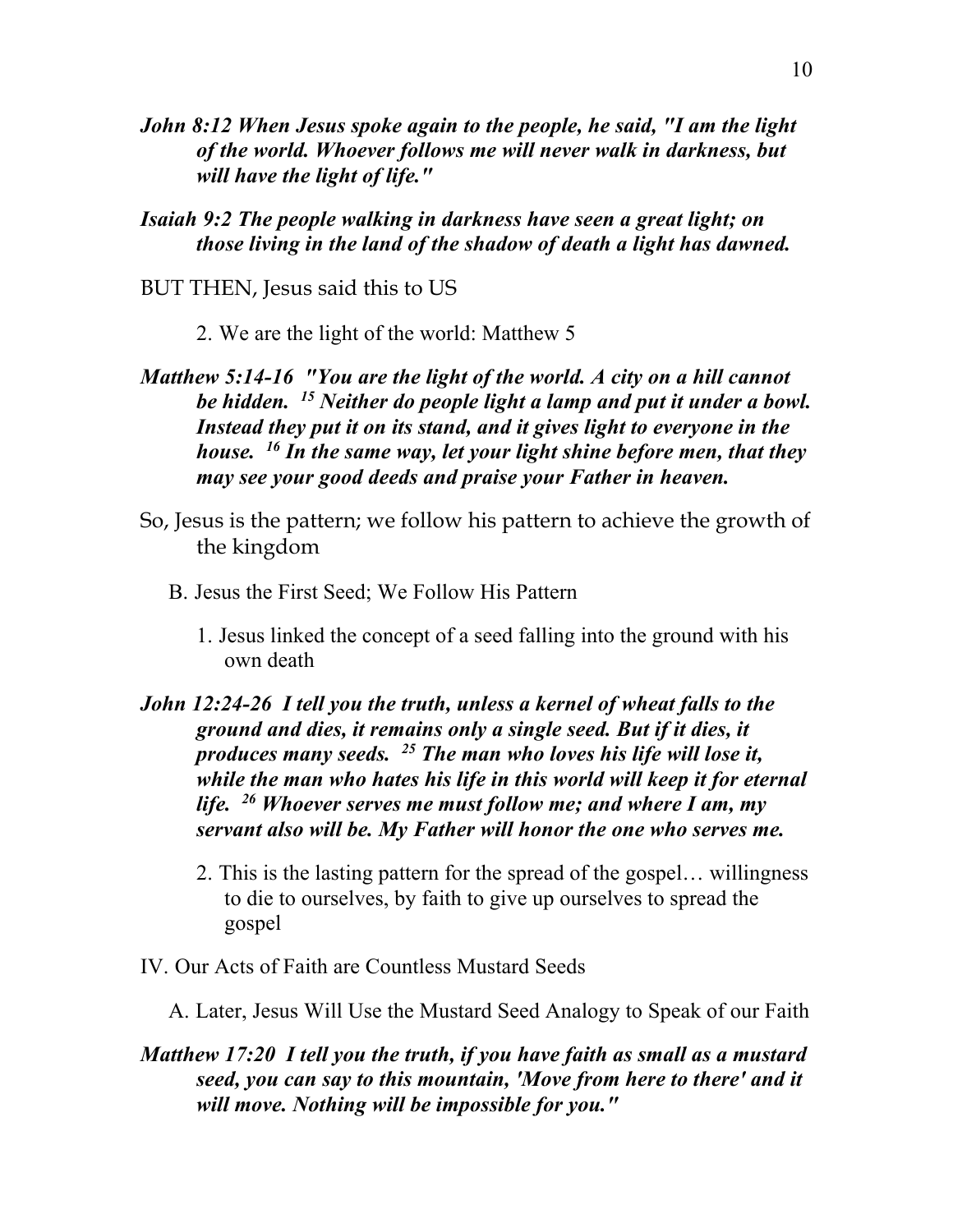***John 8:12 When Jesus spoke again to the people, he said, "I am the light of the world. Whoever follows me will never walk in darkness, but will have the light of life."***

***Isaiah 9:2 The people walking in darkness have seen a great light; on those living in the land of the shadow of death a light has dawned.***

BUT THEN, Jesus said this to US

2. We are the light of the world: Matthew 5

***Matthew 5:14-16 "You are the light of the world. A city on a hill cannot be hidden. [15] Neither do people light a lamp and put it under a bowl. Instead they put it on its stand, and it gives light to everyone in the house. [16] In the same way, let your light shine before men, that they may see your good deeds and praise your Father in heaven.***

So, Jesus is the pattern; we follow his pattern to achieve the growth of the kingdom

B. Jesus the First Seed; We Follow His Pattern

1. Jesus linked the concept of a seed falling into the ground with his own death

***John 12:24-26 I tell you the truth, unless a kernel of wheat falls to the ground and dies, it remains only a single seed. But if it dies, it produces many seeds. [25] The man who loves his life will lose it, while the man who hates his life in this world will keep it for eternal life. [26] Whoever serves me must follow me; and where I am, my servant also will be. My Father will honor the one who serves me.***

2. This is the lasting pattern for the spread of the gospel… willingness to die to ourselves, by faith to give up ourselves to spread the gospel

IV. Our Acts of Faith are Countless Mustard Seeds

A. Later, Jesus Will Use the Mustard Seed Analogy to Speak of our Faith

***Matthew 17:20 I tell you the truth, if you have faith as small as a mustard seed, you can say to this mountain, 'Move from here to there' and it will move. Nothing will be impossible for you."***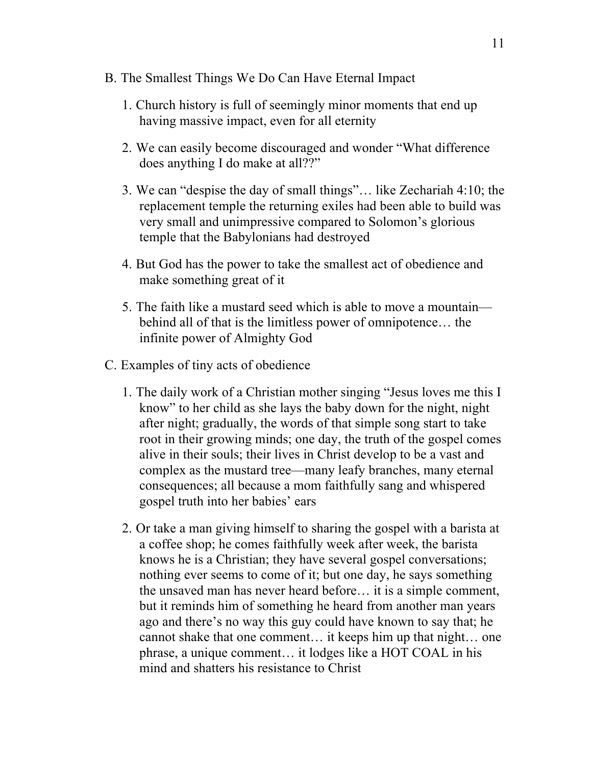B. The Smallest Things We Do Can Have Eternal Impact

1. Church history is full of seemingly minor moments that end up having massive impact, even for all eternity

2. We can easily become discouraged and wonder "What difference does anything I do make at all??"

3. We can "despise the day of small things"… like Zechariah 4:10; the replacement temple the returning exiles had been able to build was very small and unimpressive compared to Solomon's glorious temple that the Babylonians had destroyed

4. But God has the power to take the smallest act of obedience and make something great of it

5. The faith like a mustard seed which is able to move a mountain—behind all of that is the limitless power of omnipotence… the infinite power of Almighty God

C. Examples of tiny acts of obedience

1. The daily work of a Christian mother singing "Jesus loves me this I know" to her child as she lays the baby down for the night, night after night; gradually, the words of that simple song start to take root in their growing minds; one day, the truth of the gospel comes alive in their souls; their lives in Christ develop to be a vast and complex as the mustard tree—many leafy branches, many eternal consequences; all because a mom faithfully sang and whispered gospel truth into her babies' ears

2. Or take a man giving himself to sharing the gospel with a barista at a coffee shop; he comes faithfully week after week, the barista knows he is a Christian; they have several gospel conversations; nothing ever seems to come of it; but one day, he says something the unsaved man has never heard before… it is a simple comment, but it reminds him of something he heard from another man years ago and there's no way this guy could have known to say that; he cannot shake that one comment… it keeps him up that night… one phrase, a unique comment… it lodges like a HOT COAL in his mind and shatters his resistance to Christ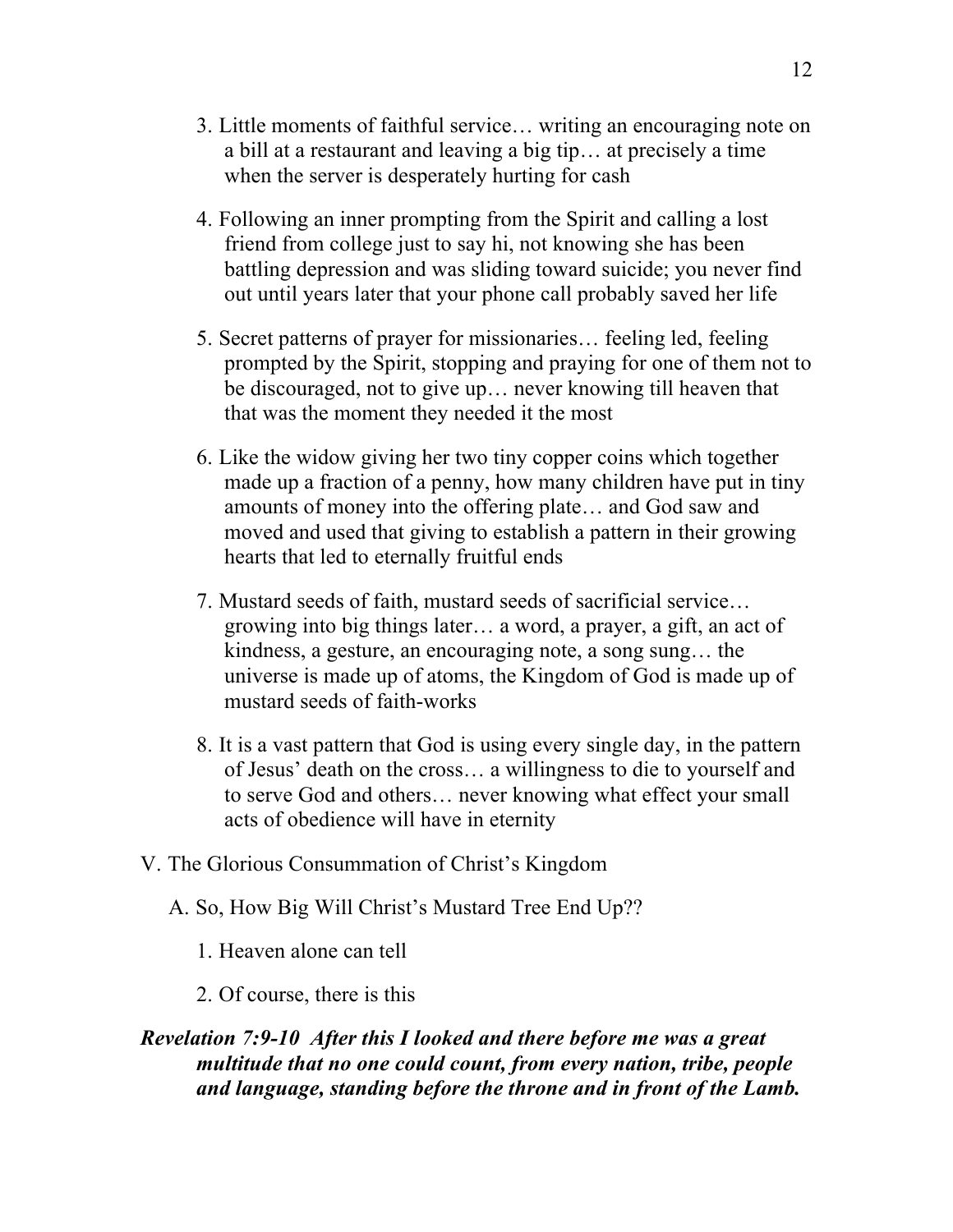3. Little moments of faithful service… writing an encouraging note on a bill at a restaurant and leaving a big tip… at precisely a time when the server is desperately hurting for cash

4. Following an inner prompting from the Spirit and calling a lost friend from college just to say hi, not knowing she has been battling depression and was sliding toward suicide; you never find out until years later that your phone call probably saved her life

5. Secret patterns of prayer for missionaries… feeling led, feeling prompted by the Spirit, stopping and praying for one of them not to be discouraged, not to give up… never knowing till heaven that that was the moment they needed it the most

6. Like the widow giving her two tiny copper coins which together made up a fraction of a penny, how many children have put in tiny amounts of money into the offering plate… and God saw and moved and used that giving to establish a pattern in their growing hearts that led to eternally fruitful ends

7. Mustard seeds of faith, mustard seeds of sacrificial service… growing into big things later… a word, a prayer, a gift, an act of kindness, a gesture, an encouraging note, a song sung… the universe is made up of atoms, the Kingdom of God is made up of mustard seeds of faith-works

8. It is a vast pattern that God is using every single day, in the pattern of Jesus' death on the cross… a willingness to die to yourself and to serve God and others… never knowing what effect your small acts of obedience will have in eternity

V. The Glorious Consummation of Christ's Kingdom

A. So, How Big Will Christ's Mustard Tree End Up??

1. Heaven alone can tell

2. Of course, there is this

***Revelation 7:9-10 After this I looked and there before me was a great multitude that no one could count, from every nation, tribe, people and language, standing before the throne and in front of the Lamb.***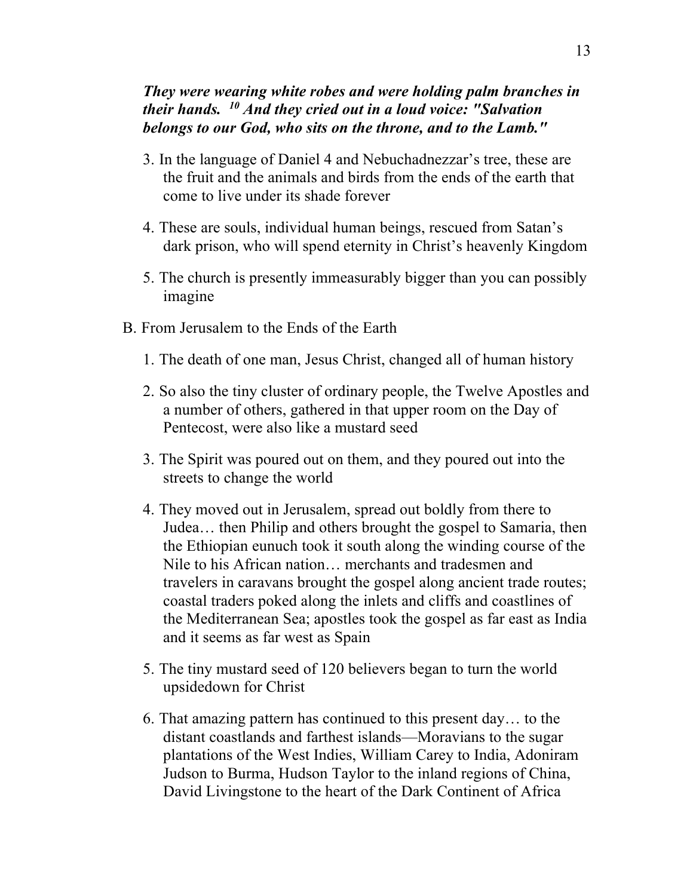***They were wearing white robes and were holding palm branches in their hands. [10] And they cried out in a loud voice: "Salvation belongs to our God, who sits on the throne, and to the Lamb."***

3. In the language of Daniel 4 and Nebuchadnezzar's tree, these are the fruit and the animals and birds from the ends of the earth that come to live under its shade forever

4. These are souls, individual human beings, rescued from Satan's dark prison, who will spend eternity in Christ's heavenly Kingdom

5. The church is presently immeasurably bigger than you can possibly imagine

B. From Jerusalem to the Ends of the Earth

1. The death of one man, Jesus Christ, changed all of human history

2. So also the tiny cluster of ordinary people, the Twelve Apostles and a number of others, gathered in that upper room on the Day of Pentecost, were also like a mustard seed

3. The Spirit was poured out on them, and they poured out into the streets to change the world

4. They moved out in Jerusalem, spread out boldly from there to Judea… then Philip and others brought the gospel to Samaria, then the Ethiopian eunuch took it south along the winding course of the Nile to his African nation… merchants and tradesmen and travelers in caravans brought the gospel along ancient trade routes; coastal traders poked along the inlets and cliffs and coastlines of the Mediterranean Sea; apostles took the gospel as far east as India and it seems as far west as Spain

5. The tiny mustard seed of 120 believers began to turn the world upsidedown for Christ

6. That amazing pattern has continued to this present day… to the distant coastlands and farthest islands—Moravians to the sugar plantations of the West Indies, William Carey to India, Adoniram Judson to Burma, Hudson Taylor to the inland regions of China, David Livingstone to the heart of the Dark Continent of Africa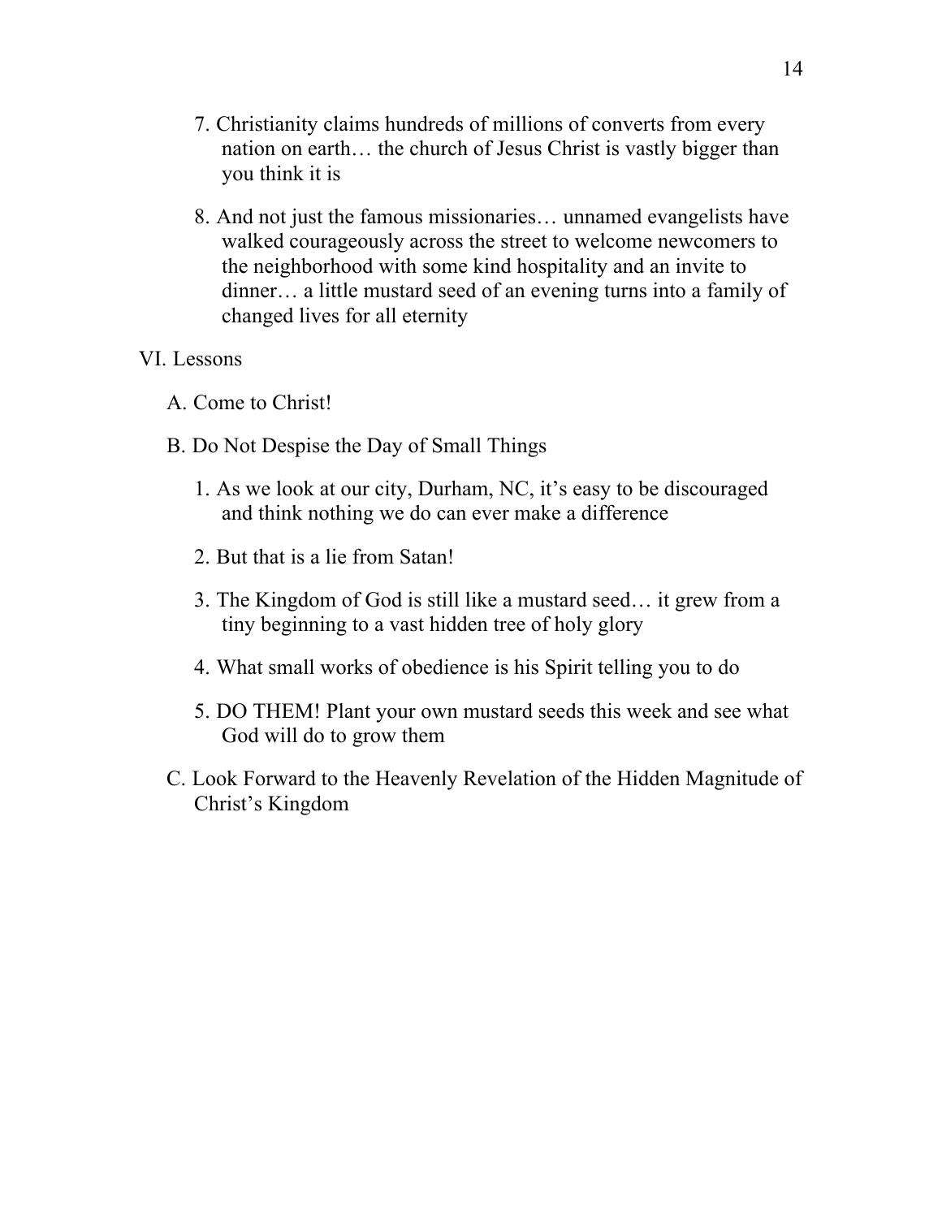7. Christianity claims hundreds of millions of converts from every nation on earth… the church of Jesus Christ is vastly bigger than you think it is

8. And not just the famous missionaries… unnamed evangelists have walked courageously across the street to welcome newcomers to the neighborhood with some kind hospitality and an invite to dinner… a little mustard seed of an evening turns into a family of changed lives for all eternity

VI. Lessons

A. Come to Christ!

B. Do Not Despise the Day of Small Things

1. As we look at our city, Durham, NC, it's easy to be discouraged and think nothing we do can ever make a difference

2. But that is a lie from Satan!

3. The Kingdom of God is still like a mustard seed… it grew from a tiny beginning to a vast hidden tree of holy glory

4. What small works of obedience is his Spirit telling you to do

5. DO THEM! Plant your own mustard seeds this week and see what God will do to grow them

C. Look Forward to the Heavenly Revelation of the Hidden Magnitude of Christ's Kingdom